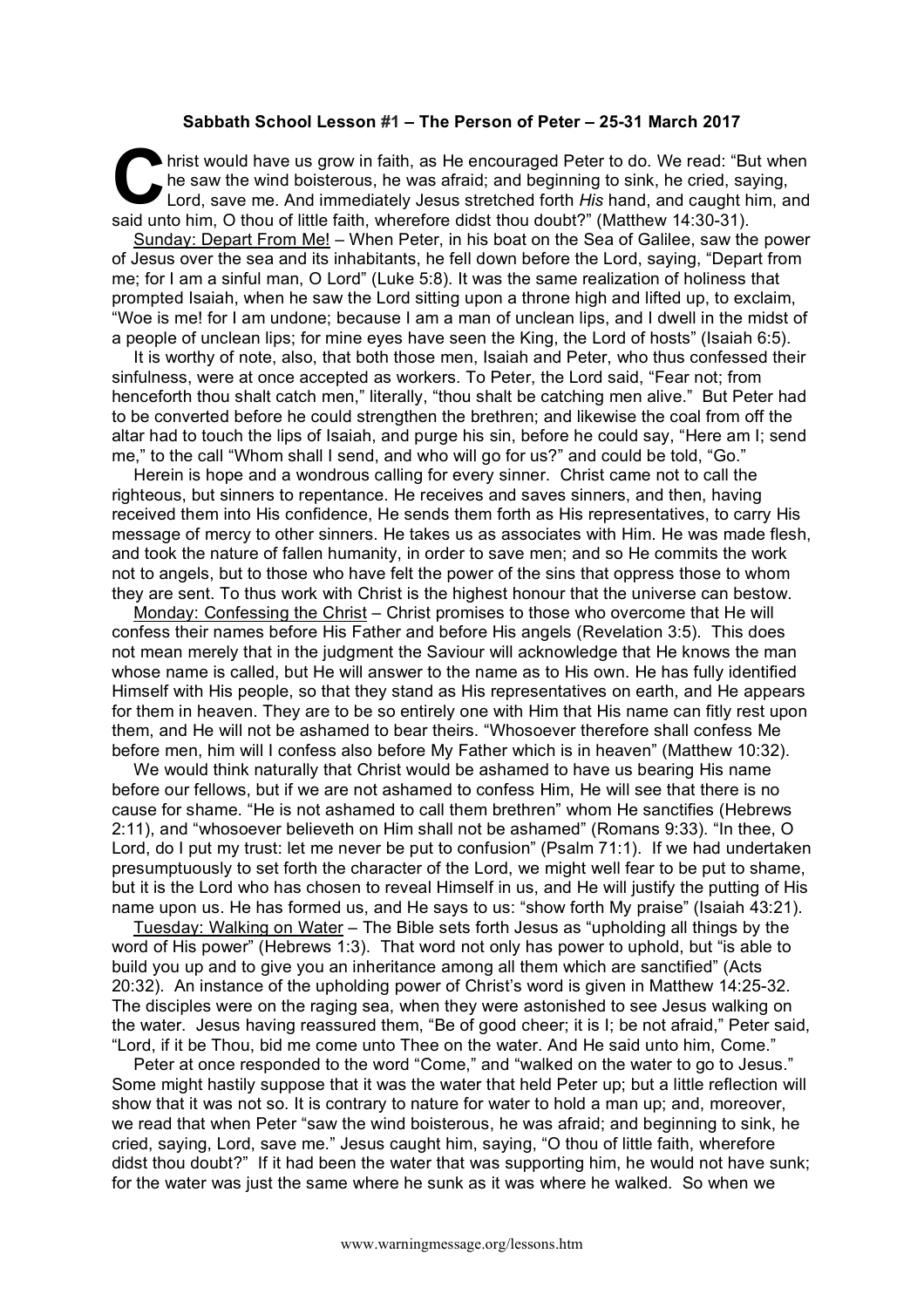**Sabbath School Lesson #1 – The Person of Peter – 25-31 March 2017**

Christ would have us grow in faith, as He encouraged Peter to do. We read: "But when he saw the wind boisterous, he was afraid; and beginning to sink, he cried, saying, Lord, save me. And immediately Jesus stretched forth *His* hand, and caught him, and said unto him, O thou of little faith, wherefore didst thou doubt?" (Matthew 14:30-31).

Sunday: Depart From Me! – When Peter, in his boat on the Sea of Galilee, saw the power of Jesus over the sea and its inhabitants, he fell down before the Lord, saying, "Depart from me; for I am a sinful man, O Lord" (Luke 5:8). It was the same realization of holiness that prompted Isaiah, when he saw the Lord sitting upon a throne high and lifted up, to exclaim, "Woe is me! for I am undone; because I am a man of unclean lips, and I dwell in the midst of a people of unclean lips; for mine eyes have seen the King, the Lord of hosts" (Isaiah 6:5).

It is worthy of note, also, that both those men, Isaiah and Peter, who thus confessed their sinfulness, were at once accepted as workers. To Peter, the Lord said, "Fear not; from henceforth thou shalt catch men," literally, "thou shalt be catching men alive." But Peter had to be converted before he could strengthen the brethren; and likewise the coal from off the altar had to touch the lips of Isaiah, and purge his sin, before he could say, "Here am I; send me," to the call "Whom shall I send, and who will go for us?" and could be told, "Go."

Herein is hope and a wondrous calling for every sinner. Christ came not to call the righteous, but sinners to repentance. He receives and saves sinners, and then, having received them into His confidence, He sends them forth as His representatives, to carry His message of mercy to other sinners. He takes us as associates with Him. He was made flesh, and took the nature of fallen humanity, in order to save men; and so He commits the work not to angels, but to those who have felt the power of the sins that oppress those to whom they are sent. To thus work with Christ is the highest honour that the universe can bestow.

Monday: Confessing the Christ – Christ promises to those who overcome that He will confess their names before His Father and before His angels (Revelation 3:5). This does not mean merely that in the judgment the Saviour will acknowledge that He knows the man whose name is called, but He will answer to the name as to His own. He has fully identified Himself with His people, so that they stand as His representatives on earth, and He appears for them in heaven. They are to be so entirely one with Him that His name can fitly rest upon them, and He will not be ashamed to bear theirs. "Whosoever therefore shall confess Me before men, him will I confess also before My Father which is in heaven" (Matthew 10:32).

We would think naturally that Christ would be ashamed to have us bearing His name before our fellows, but if we are not ashamed to confess Him, He will see that there is no cause for shame. "He is not ashamed to call them brethren" whom He sanctifies (Hebrews 2:11), and "whosoever believeth on Him shall not be ashamed" (Romans 9:33). "In thee, O Lord, do I put my trust: let me never be put to confusion" (Psalm 71:1). If we had undertaken presumptuously to set forth the character of the Lord, we might well fear to be put to shame, but it is the Lord who has chosen to reveal Himself in us, and He will justify the putting of His name upon us. He has formed us, and He says to us: "show forth My praise" (Isaiah 43:21).

Tuesday: Walking on Water – The Bible sets forth Jesus as "upholding all things by the word of His power" (Hebrews 1:3). That word not only has power to uphold, but "is able to build you up and to give you an inheritance among all them which are sanctified" (Acts 20:32). An instance of the upholding power of Christ's word is given in Matthew 14:25-32. The disciples were on the raging sea, when they were astonished to see Jesus walking on the water. Jesus having reassured them, "Be of good cheer; it is I; be not afraid," Peter said, "Lord, if it be Thou, bid me come unto Thee on the water. And He said unto him, Come."

Peter at once responded to the word "Come," and "walked on the water to go to Jesus." Some might hastily suppose that it was the water that held Peter up; but a little reflection will show that it was not so. It is contrary to nature for water to hold a man up; and, moreover, we read that when Peter "saw the wind boisterous, he was afraid; and beginning to sink, he cried, saying, Lord, save me." Jesus caught him, saying, "O thou of little faith, wherefore didst thou doubt?" If it had been the water that was supporting him, he would not have sunk; for the water was just the same where he sunk as it was where he walked. So when we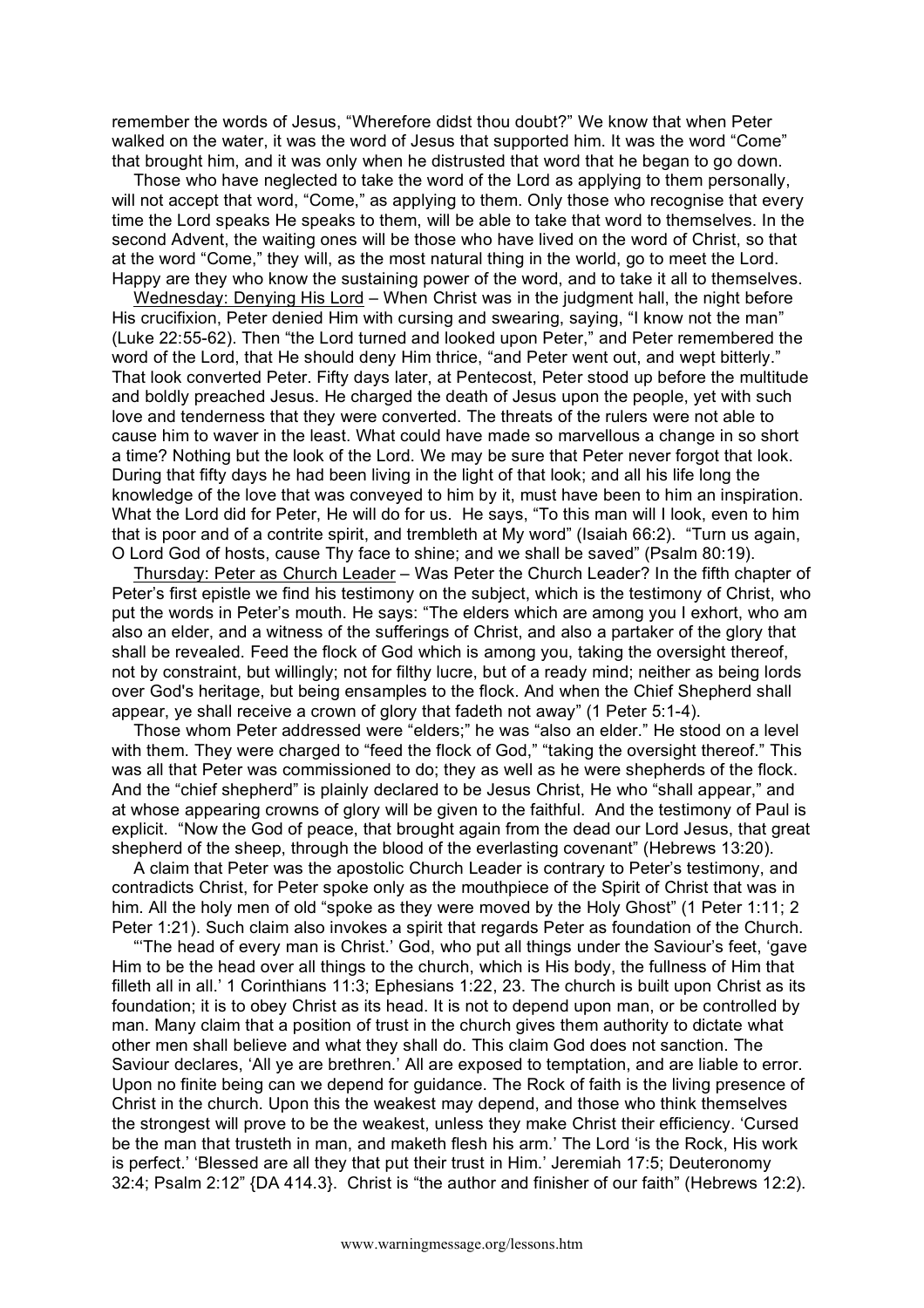remember the words of Jesus, "Wherefore didst thou doubt?" We know that when Peter walked on the water, it was the word of Jesus that supported him. It was the word "Come" that brought him, and it was only when he distrusted that word that he began to go down.

Those who have neglected to take the word of the Lord as applying to them personally, will not accept that word, "Come," as applying to them. Only those who recognise that every time the Lord speaks He speaks to them, will be able to take that word to themselves. In the second Advent, the waiting ones will be those who have lived on the word of Christ, so that at the word "Come," they will, as the most natural thing in the world, go to meet the Lord. Happy are they who know the sustaining power of the word, and to take it all to themselves.

Wednesday: Denying His Lord – When Christ was in the judgment hall, the night before His crucifixion, Peter denied Him with cursing and swearing, saying, "I know not the man" (Luke 22:55-62). Then "the Lord turned and looked upon Peter," and Peter remembered the word of the Lord, that He should deny Him thrice, "and Peter went out, and wept bitterly." That look converted Peter. Fifty days later, at Pentecost, Peter stood up before the multitude and boldly preached Jesus. He charged the death of Jesus upon the people, yet with such love and tenderness that they were converted. The threats of the rulers were not able to cause him to waver in the least. What could have made so marvellous a change in so short a time? Nothing but the look of the Lord. We may be sure that Peter never forgot that look. During that fifty days he had been living in the light of that look; and all his life long the knowledge of the love that was conveyed to him by it, must have been to him an inspiration. What the Lord did for Peter, He will do for us. He says, "To this man will I look, even to him that is poor and of a contrite spirit, and trembleth at My word" (Isaiah 66:2). "Turn us again, O Lord God of hosts, cause Thy face to shine; and we shall be saved" (Psalm 80:19).

Thursday: Peter as Church Leader – Was Peter the Church Leader? In the fifth chapter of Peter's first epistle we find his testimony on the subject, which is the testimony of Christ, who put the words in Peter's mouth. He says: "The elders which are among you I exhort, who am also an elder, and a witness of the sufferings of Christ, and also a partaker of the glory that shall be revealed. Feed the flock of God which is among you, taking the oversight thereof, not by constraint, but willingly; not for filthy lucre, but of a ready mind; neither as being lords over God's heritage, but being ensamples to the flock. And when the Chief Shepherd shall appear, ye shall receive a crown of glory that fadeth not away" (1 Peter 5:1-4).

Those whom Peter addressed were "elders;" he was "also an elder." He stood on a level with them. They were charged to "feed the flock of God," "taking the oversight thereof." This was all that Peter was commissioned to do; they as well as he were shepherds of the flock. And the "chief shepherd" is plainly declared to be Jesus Christ, He who "shall appear," and at whose appearing crowns of glory will be given to the faithful. And the testimony of Paul is explicit. "Now the God of peace, that brought again from the dead our Lord Jesus, that great shepherd of the sheep, through the blood of the everlasting covenant" (Hebrews 13:20).

A claim that Peter was the apostolic Church Leader is contrary to Peter's testimony, and contradicts Christ, for Peter spoke only as the mouthpiece of the Spirit of Christ that was in him. All the holy men of old "spoke as they were moved by the Holy Ghost" (1 Peter 1:11; 2 Peter 1:21). Such claim also invokes a spirit that regards Peter as foundation of the Church.

"'The head of every man is Christ.' God, who put all things under the Saviour's feet, 'gave Him to be the head over all things to the church, which is His body, the fullness of Him that filleth all in all.' 1 Corinthians 11:3; Ephesians 1:22, 23. The church is built upon Christ as its foundation; it is to obey Christ as its head. It is not to depend upon man, or be controlled by man. Many claim that a position of trust in the church gives them authority to dictate what other men shall believe and what they shall do. This claim God does not sanction. The Saviour declares, 'All ye are brethren.' All are exposed to temptation, and are liable to error. Upon no finite being can we depend for guidance. The Rock of faith is the living presence of Christ in the church. Upon this the weakest may depend, and those who think themselves the strongest will prove to be the weakest, unless they make Christ their efficiency. 'Cursed be the man that trusteth in man, and maketh flesh his arm.' The Lord 'is the Rock, His work is perfect.' 'Blessed are all they that put their trust in Him.' Jeremiah 17:5; Deuteronomy 32:4; Psalm 2:12" {DA 414.3}. Christ is "the author and finisher of our faith" (Hebrews 12:2).